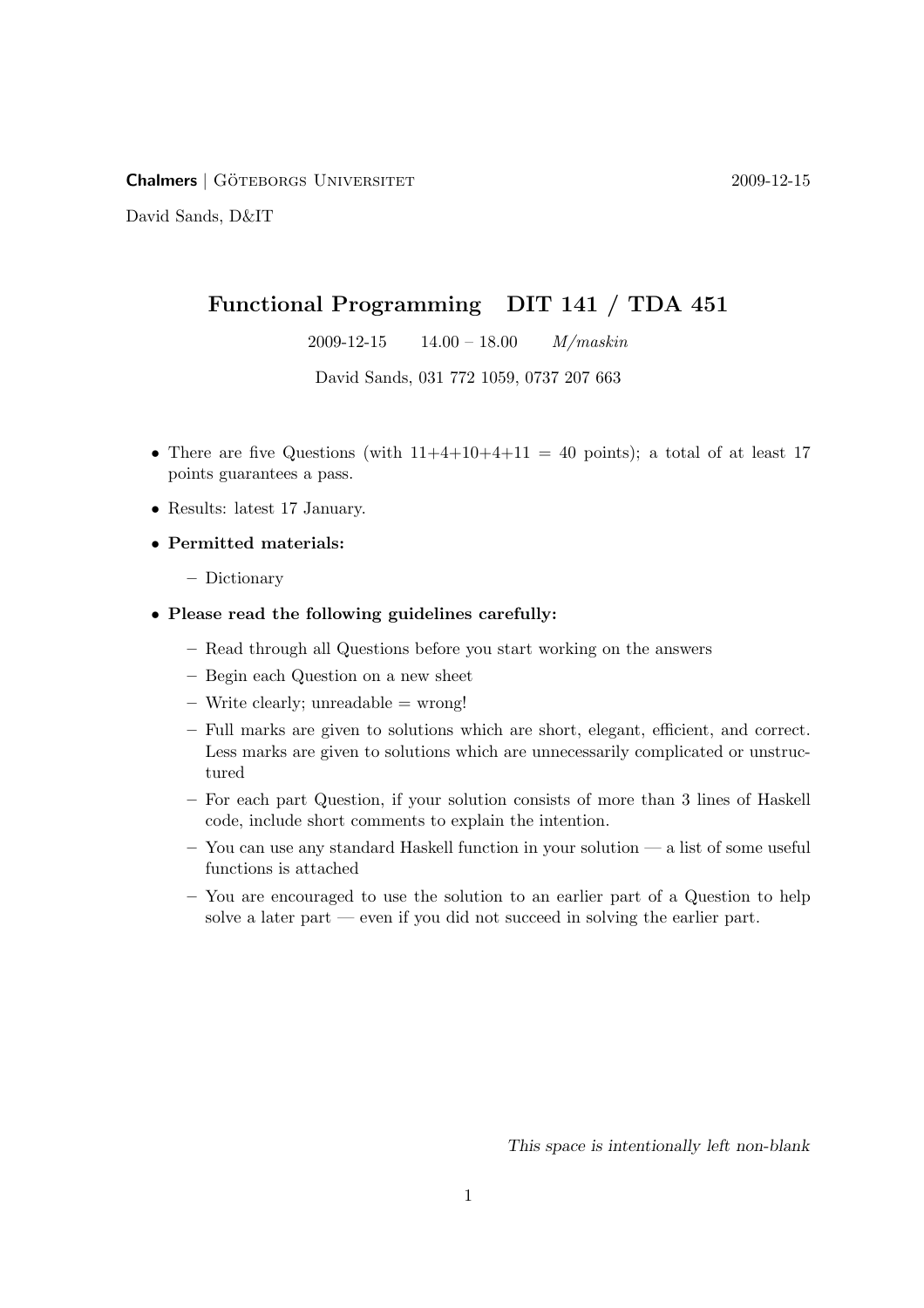**Chalmers** | Göteborgs Universitet 2009-12-15

David Sands, D&IT

# Functional Programming DIT 141 / TDA 451

2009-12-15 14.00 – 18.00 *M/maskin*

David Sands, 031 772 1059, 0737 207 663

- There are five Questions (with 11+4+10+4+11 = 40 points); a total of at least 17 points guarantees a pass.
- Results: latest 17 January.
- **Permitted materials:**
  - Dictionary
- **Please read the following guidelines carefully:**
  - Read through all Questions before you start working on the answers
  - Begin each Question on a new sheet
  - Write clearly; unreadable = wrong!
  - Full marks are given to solutions which are short, elegant, efficient, and correct. Less marks are given to solutions which are unnecessarily complicated or unstructured
  - For each part Question, if your solution consists of more than 3 lines of Haskell code, include short comments to explain the intention.
  - You can use any standard Haskell function in your solution — a list of some useful functions is attached
  - You are encouraged to use the solution to an earlier part of a Question to help solve a later part — even if you did not succeed in solving the earlier part.

*This space is intentionally left non-blank*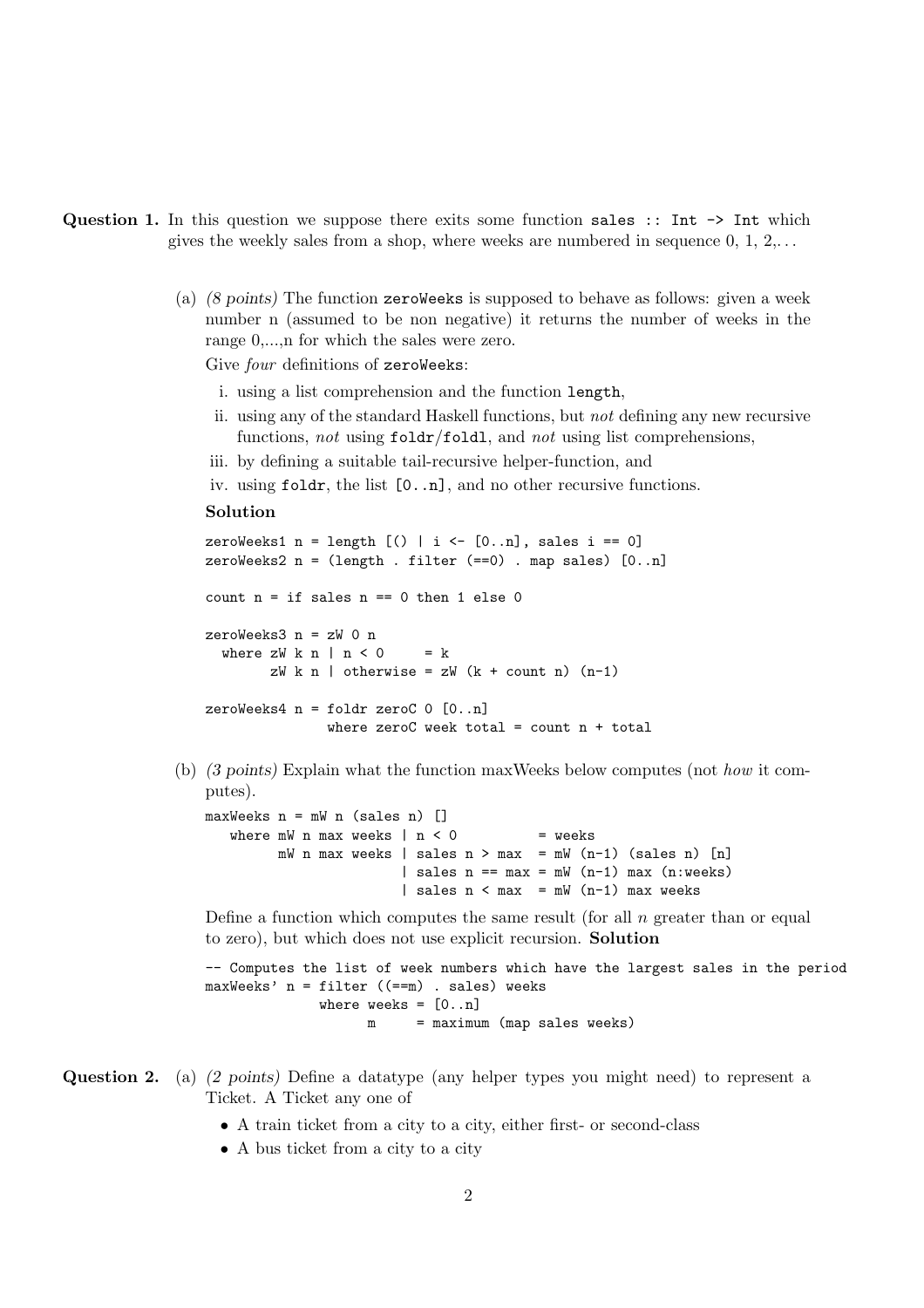**Question 1.** In this question we suppose there exits some function `sales :: Int -> Int` which gives the weekly sales from a shop, where weeks are numbered in sequence 0, 1, 2,...

(a) *(8 points)* The function `zeroWeeks` is supposed to behave as follows: given a week number n (assumed to be non negative) it returns the number of weeks in the range 0,...,n for which the sales were zero.

Give *four* definitions of `zeroWeeks`:

i. using a list comprehension and the function `length`,

ii. using any of the standard Haskell functions, but *not* defining any new recursive functions, *not* using `foldr`/`foldl`, and *not* using list comprehensions,

iii. by defining a suitable tail-recursive helper-function, and

iv. using `foldr`, the list `[0..n]`, and no other recursive functions.

**Solution**

```
zeroWeeks1 n = length [() | i <- [0..n], sales i == 0]
zeroWeeks2 n = (length . filter (==0) . map sales) [0..n]

count n = if sales n == 0 then 1 else 0

zeroWeeks3 n = zW 0 n
  where zW k n | n < 0     = k
        zW k n | otherwise = zW (k + count n) (n-1)

zeroWeeks4 n = foldr zeroC 0 [0..n]
               where zeroC week total = count n + total
```

(b) *(3 points)* Explain what the function maxWeeks below computes (not *how* it computes).

```
maxWeeks n = mW n (sales n) []
   where mW n max weeks | n < 0          = weeks
         mW n max weeks | sales n > max  = mW (n-1) (sales n) [n]
                        | sales n == max = mW (n-1) max (n:weeks)
                        | sales n < max  = mW (n-1) max weeks
```

Define a function which computes the same result (for all $n$ greater than or equal to zero), but which does not use explicit recursion. **Solution**

```
-- Computes the list of week numbers which have the largest sales in the period
maxWeeks' n = filter ((==m) . sales) weeks
              where weeks = [0..n]
                    m     = maximum (map sales weeks)
```

**Question 2.** (a) *(2 points)* Define a datatype (any helper types you might need) to represent a Ticket. A Ticket any one of

- A train ticket from a city to a city, either first- or second-class
- A bus ticket from a city to a city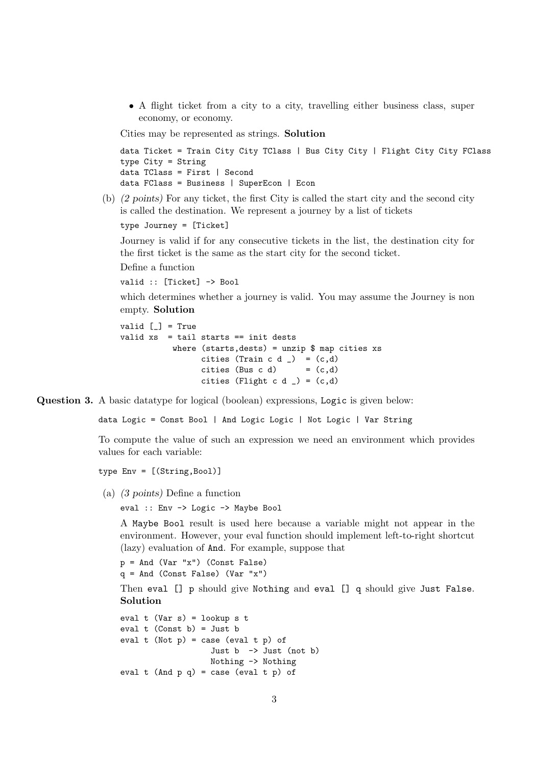- A flight ticket from a city to a city, travelling either business class, super economy, or economy.

Cities may be represented as strings. **Solution**

```
data Ticket = Train City City TClass | Bus City City | Flight City City FClass
type City = String
data TClass = First | Second
data FClass = Business | SuperEcon | Econ
```

(b) *(2 points)* For any ticket, the first City is called the start city and the second city is called the destination. We represent a journey by a list of tickets

```
type Journey = [Ticket]
```

Journey is valid if for any consecutive tickets in the list, the destination city for the first ticket is the same as the start city for the second ticket.

Define a function

```
valid :: [Ticket] -> Bool
```

which determines whether a journey is valid. You may assume the Journey is non empty. **Solution**

```
valid [_] = True
valid xs  = tail starts == init dests
            where (starts,dests) = unzip $ map cities xs
                  cities (Train c d _)  = (c,d)
                  cities (Bus c d)      = (c,d)
                  cities (Flight c d _) = (c,d)
```

**Question 3.** A basic datatype for logical (boolean) expressions, `Logic` is given below:

```
data Logic = Const Bool | And Logic Logic | Not Logic | Var String
```

To compute the value of such an expression we need an environment which provides values for each variable:

```
type Env = [(String,Bool)]
```

(a) *(3 points)* Define a function

```
eval :: Env -> Logic -> Maybe Bool
```

A `Maybe Bool` result is used here because a variable might not appear in the environment. However, your eval function should implement left-to-right shortcut (lazy) evaluation of `And`. For example, suppose that

```
p = And (Var "x") (Const False)
q = And (Const False) (Var "x")
```

Then `eval [] p` should give `Nothing` and `eval [] q` should give `Just False`. **Solution**

```
eval t (Var s) = lookup s t
eval t (Const b) = Just b
eval t (Not p) = case (eval t p) of
                   Just b  -> Just (not b)
                   Nothing -> Nothing
eval t (And p q) = case (eval t p) of
```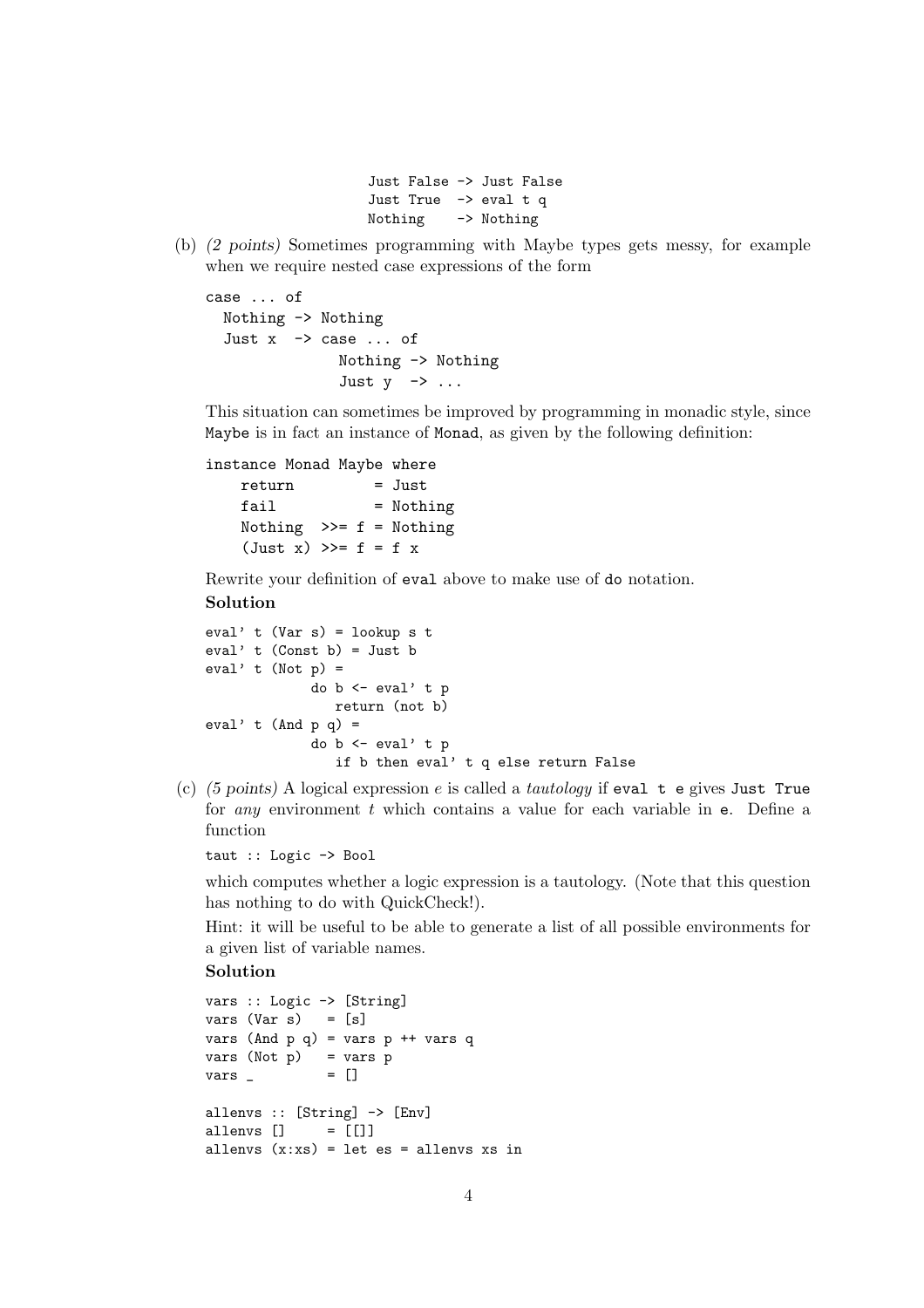```
                    Just False -> Just False
                    Just True  -> eval t q
                    Nothing    -> Nothing
```

(b) *(2 points)* Sometimes programming with Maybe types gets messy, for example when we require nested case expressions of the form

```
case ... of
  Nothing -> Nothing
  Just x  -> case ... of
               Nothing -> Nothing
               Just y  -> ...
```

This situation can sometimes be improved by programming in monadic style, since `Maybe` is in fact an instance of `Monad`, as given by the following definition:

```
instance Monad Maybe where
    return         = Just
    fail           = Nothing
    Nothing  >>= f = Nothing
    (Just x) >>= f = f x
```

Rewrite your definition of `eval` above to make use of `do` notation.

**Solution**

```
eval' t (Var s) = lookup s t
eval' t (Const b) = Just b
eval' t (Not p) =
            do b <- eval' t p
               return (not b)
eval' t (And p q) =
            do b <- eval' t p
               if b then eval' t q else return False
```

(c) *(5 points)* A logical expression $e$ is called a *tautology* if `eval t e` gives `Just True` for *any* environment $t$ which contains a value for each variable in `e`. Define a function

`taut :: Logic -> Bool`

which computes whether a logic expression is a tautology. (Note that this question has nothing to do with QuickCheck!).

Hint: it will be useful to be able to generate a list of all possible environments for a given list of variable names.

**Solution**

```
vars :: Logic -> [String]
vars (Var s)   = [s]
vars (And p q) = vars p ++ vars q
vars (Not p)   = vars p
vars _         = []

allenvs :: [String] -> [Env]
allenvs []     = [[]]
allenvs (x:xs) = let es = allenvs xs in
```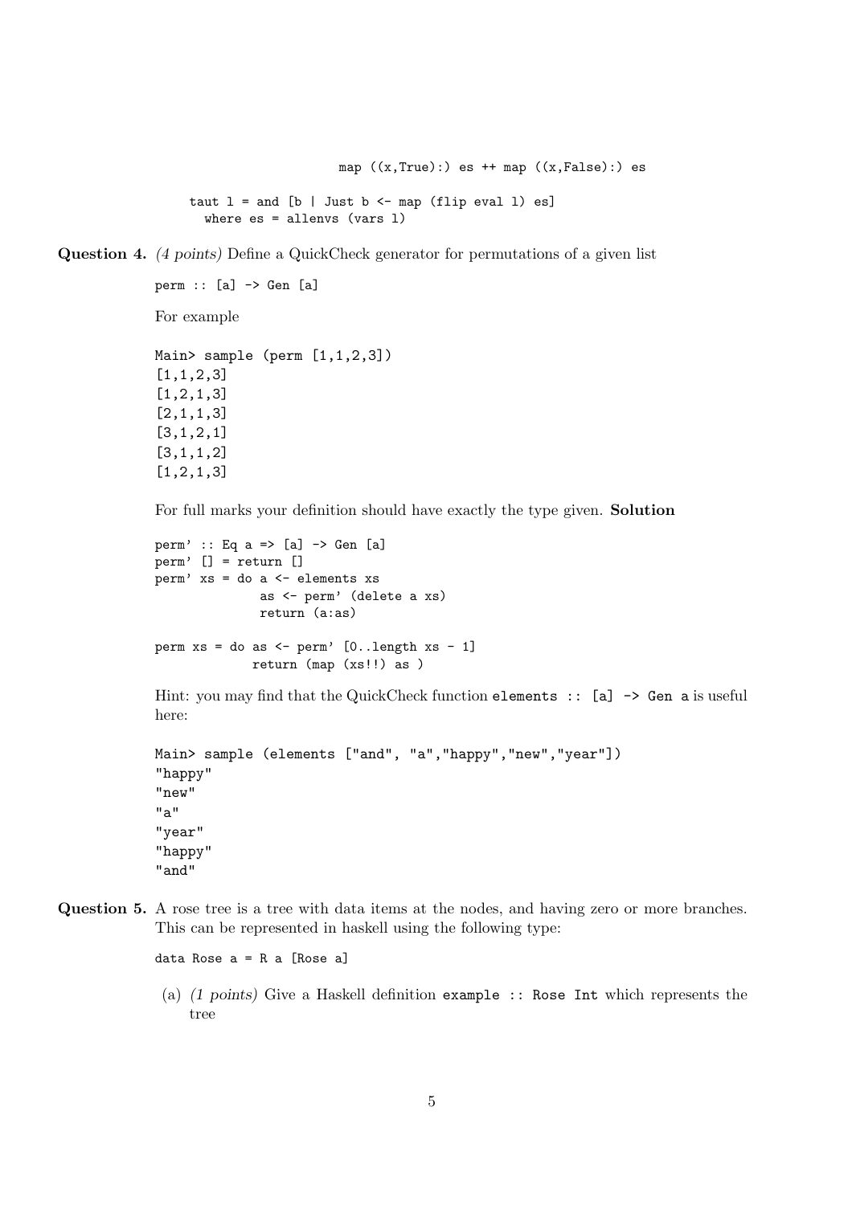```
                    map ((x,True):) es ++ map ((x,False):) es

taut l = and [b | Just b <- map (flip eval l) es]
  where es = allenvs (vars l)
```

**Question 4.** *(4 points)* Define a QuickCheck generator for permutations of a given list

```
perm :: [a] -> Gen [a]
```

For example

```
Main> sample (perm [1,1,2,3])
[1,1,2,3]
[1,2,1,3]
[2,1,1,3]
[3,1,2,1]
[3,1,1,2]
[1,2,1,3]
```

For full marks your definition should have exactly the type given. **Solution**

```
perm' :: Eq a => [a] -> Gen [a]
perm' [] = return []
perm' xs = do a <- elements xs
              as <- perm' (delete a xs)
              return (a:as)

perm xs = do as <- perm' [0..length xs - 1]
             return (map (xs!!) as )
```

Hint: you may find that the QuickCheck function `elements :: [a] -> Gen a` is useful here:

```
Main> sample (elements ["and", "a","happy","new","year"])
"happy"
"new"
"a"
"year"
"happy"
"and"
```

**Question 5.** A rose tree is a tree with data items at the nodes, and having zero or more branches. This can be represented in haskell using the following type:

```
data Rose a = R a [Rose a]
```

(a) *(1 points)* Give a Haskell definition `example :: Rose Int` which represents the tree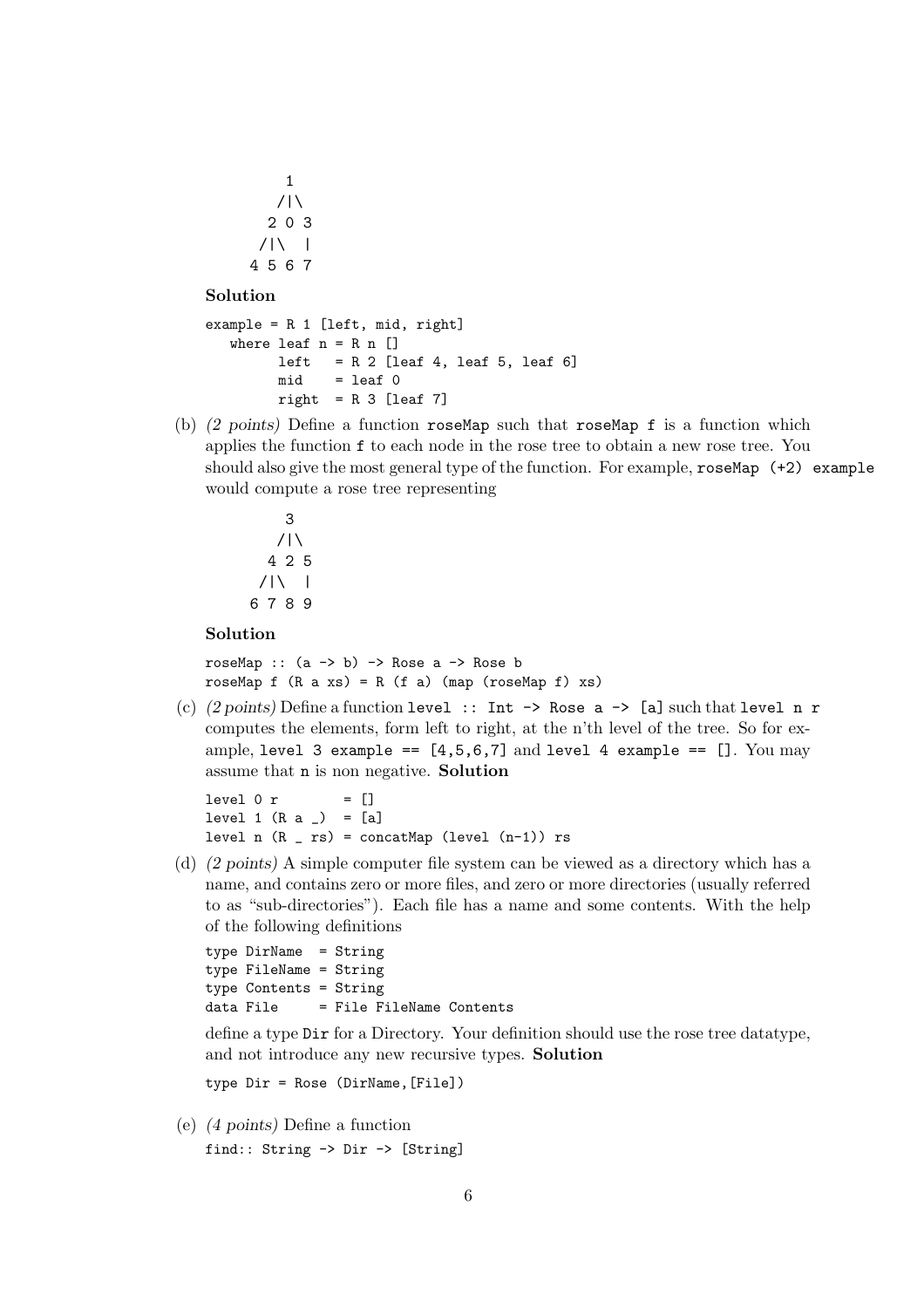```
      1
     /|\
    2 0 3
   /|\  |
  4 5 6 7
```

**Solution**

```
example = R 1 [left, mid, right]
   where leaf n = R n []
         left   = R 2 [leaf 4, leaf 5, leaf 6]
         mid    = leaf 0
         right  = R 3 [leaf 7]
```

(b) *(2 points)* Define a function `roseMap` such that `roseMap f` is a function which applies the function `f` to each node in the rose tree to obtain a new rose tree. You should also give the most general type of the function. For example, `roseMap (+2) example` would compute a rose tree representing

```
      3
     /|\
    4 2 5
   /|\  |
  6 7 8 9
```

**Solution**

```
roseMap :: (a -> b) -> Rose a -> Rose b
roseMap f (R a xs) = R (f a) (map (roseMap f) xs)
```

(c) *(2 points)* Define a function `level :: Int -> Rose a -> [a]` such that `level n r` computes the elements, form left to right, at the n'th level of the tree. So for example, `level 3 example == [4,5,6,7]` and `level 4 example == []`. You may assume that `n` is non negative. **Solution**

```
level 0 r        = []
level 1 (R a _)  = [a]
level n (R _ rs) = concatMap (level (n-1)) rs
```

(d) *(2 points)* A simple computer file system can be viewed as a directory which has a name, and contains zero or more files, and zero or more directories (usually referred to as "sub-directories"). Each file has a name and some contents. With the help of the following definitions

```
type DirName  = String
type FileName = String
type Contents = String
data File     = File FileName Contents
```

define a type `Dir` for a Directory. Your definition should use the rose tree datatype, and not introduce any new recursive types. **Solution**

```
type Dir = Rose (DirName,[File])
```

(e) *(4 points)* Define a function

```
find:: String -> Dir -> [String]
```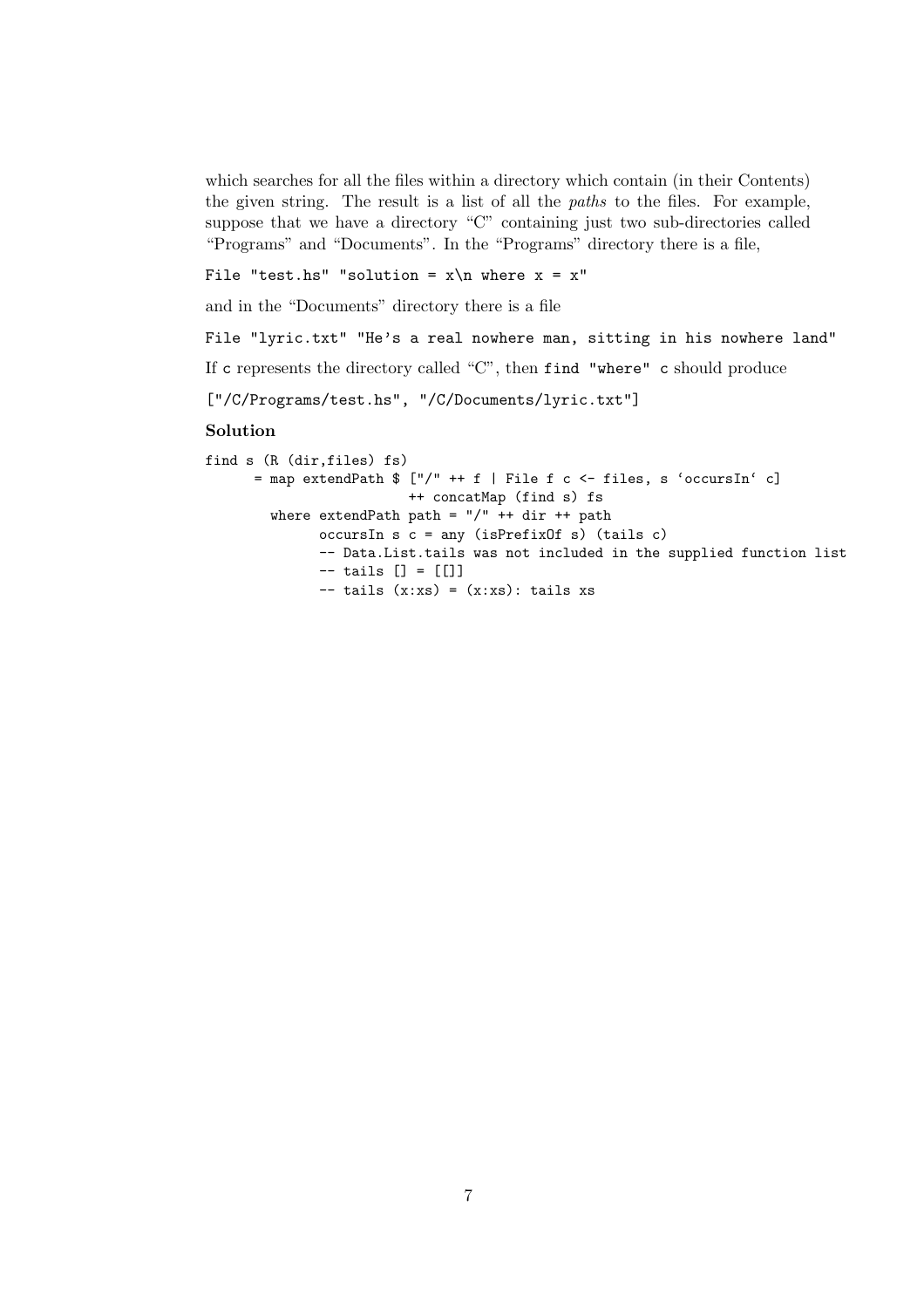which searches for all the files within a directory which contain (in their Contents) the given string. The result is a list of all the *paths* to the files. For example, suppose that we have a directory "C" containing just two sub-directories called "Programs" and "Documents". In the "Programs" directory there is a file,

```
File "test.hs" "solution = x\n where x = x"
```

and in the "Documents" directory there is a file

```
File "lyric.txt" "He's a real nowhere man, sitting in his nowhere land"
```

If `c` represents the directory called "C", then `find "where" c` should produce

```
["/C/Programs/test.hs", "/C/Documents/lyric.txt"]
```

**Solution**

```
find s (R (dir,files) fs)
      = map extendPath $ ["/" ++ f | File f c <- files, s `occursIn` c]
                     ++ concatMap (find s) fs
        where extendPath path = "/" ++ dir ++ path
              occursIn s c = any (isPrefixOf s) (tails c)
              -- Data.List.tails was not included in the supplied function list
              -- tails [] = [[]]
              -- tails (x:xs) = (x:xs): tails xs
```